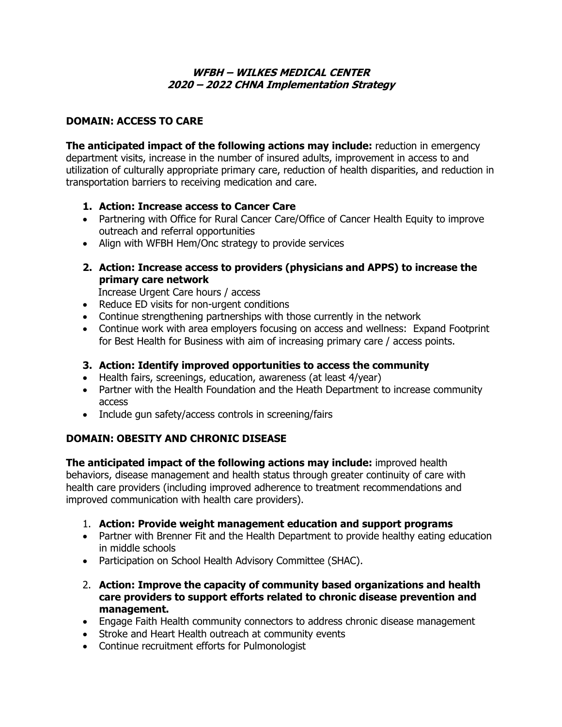# *WFBH – WILKES MEDICAL CENTER*
# *2020 – 2022 CHNA Implementation Strategy*

## DOMAIN: ACCESS TO CARE

**The anticipated impact of the following actions may include:** reduction in emergency department visits, increase in the number of insured adults, improvement in access to and utilization of culturally appropriate primary care, reduction of health disparities, and reduction in transportation barriers to receiving medication and care.

1. **Action: Increase access to Cancer Care**

- Partnering with Office for Rural Cancer Care/Office of Cancer Health Equity to improve outreach and referral opportunities
- Align with WFBH Hem/Onc strategy to provide services

2. **Action: Increase access to providers (physicians and APPS) to increase the primary care network**

   Increase Urgent Care hours / access

- Reduce ED visits for non-urgent conditions
- Continue strengthening partnerships with those currently in the network
- Continue work with area employers focusing on access and wellness: Expand Footprint for Best Health for Business with aim of increasing primary care / access points.

3. **Action: Identify improved opportunities to access the community**

- Health fairs, screenings, education, awareness (at least 4/year)
- Partner with the Health Foundation and the Heath Department to increase community access
- Include gun safety/access controls in screening/fairs

## DOMAIN: OBESITY AND CHRONIC DISEASE

**The anticipated impact of the following actions may include:** improved health behaviors, disease management and health status through greater continuity of care with health care providers (including improved adherence to treatment recommendations and improved communication with health care providers).

1. **Action: Provide weight management education and support programs**

- Partner with Brenner Fit and the Health Department to provide healthy eating education in middle schools
- Participation on School Health Advisory Committee (SHAC).

2. **Action: Improve the capacity of community based organizations and health care providers to support efforts related to chronic disease prevention and management.**

- Engage Faith Health community connectors to address chronic disease management
- Stroke and Heart Health outreach at community events
- Continue recruitment efforts for Pulmonologist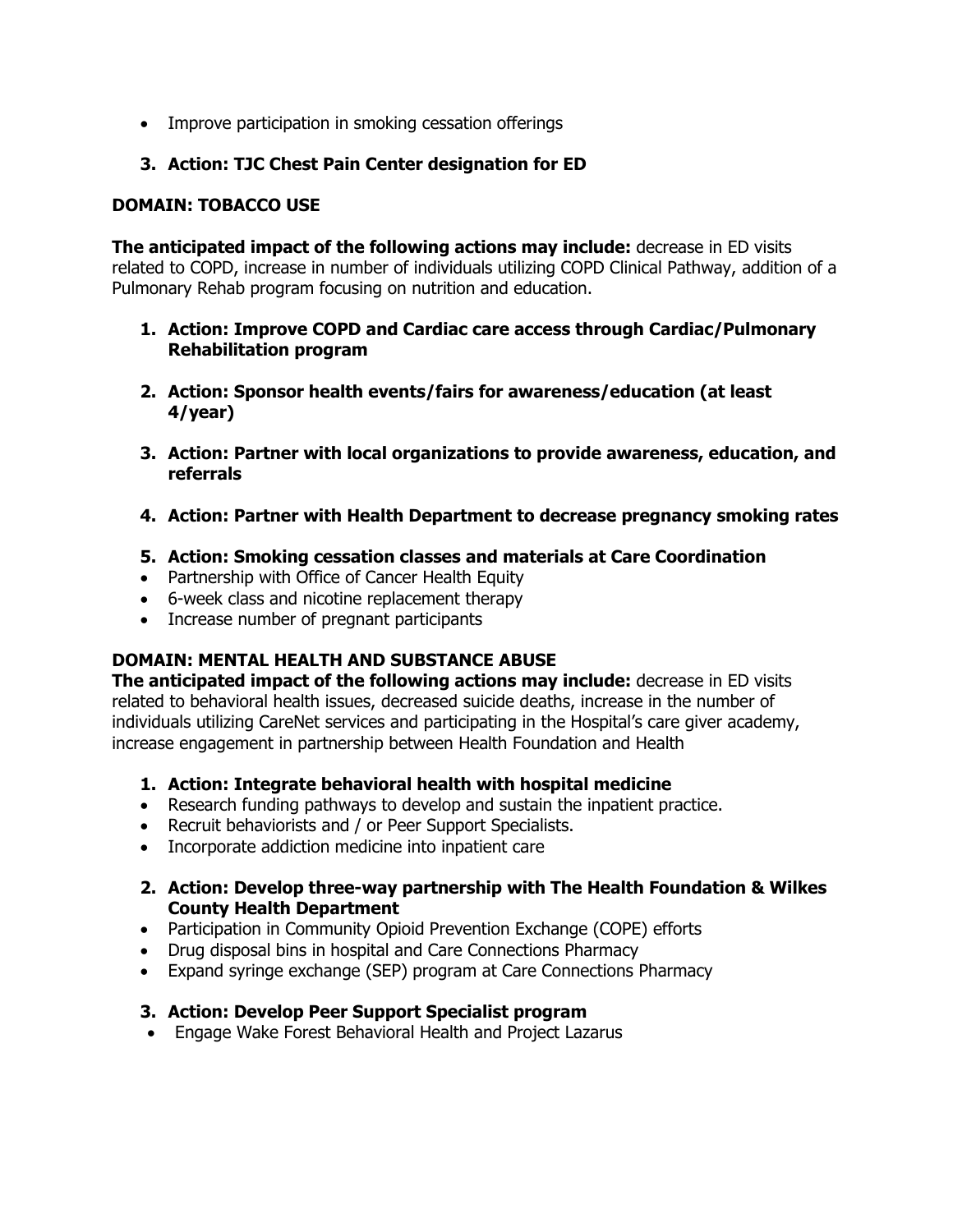- Improve participation in smoking cessation offerings

3. **Action: TJC Chest Pain Center designation for ED**

**DOMAIN: TOBACCO USE**

**The anticipated impact of the following actions may include:** decrease in ED visits related to COPD, increase in number of individuals utilizing COPD Clinical Pathway, addition of a Pulmonary Rehab program focusing on nutrition and education.

1. **Action: Improve COPD and Cardiac care access through Cardiac/Pulmonary Rehabilitation program**

2. **Action: Sponsor health events/fairs for awareness/education (at least 4/year)**

3. **Action: Partner with local organizations to provide awareness, education, and referrals**

4. **Action: Partner with Health Department to decrease pregnancy smoking rates**

5. **Action: Smoking cessation classes and materials at Care Coordination**

- Partnership with Office of Cancer Health Equity
- 6-week class and nicotine replacement therapy
- Increase number of pregnant participants

**DOMAIN: MENTAL HEALTH AND SUBSTANCE ABUSE**

**The anticipated impact of the following actions may include:** decrease in ED visits related to behavioral health issues, decreased suicide deaths, increase in the number of individuals utilizing CareNet services and participating in the Hospital's care giver academy, increase engagement in partnership between Health Foundation and Health

1. **Action: Integrate behavioral health with hospital medicine**

- Research funding pathways to develop and sustain the inpatient practice.
- Recruit behaviorists and / or Peer Support Specialists.
- Incorporate addiction medicine into inpatient care

2. **Action: Develop three-way partnership with The Health Foundation & Wilkes County Health Department**

- Participation in Community Opioid Prevention Exchange (COPE) efforts
- Drug disposal bins in hospital and Care Connections Pharmacy
- Expand syringe exchange (SEP) program at Care Connections Pharmacy

3. **Action: Develop Peer Support Specialist program**

- Engage Wake Forest Behavioral Health and Project Lazarus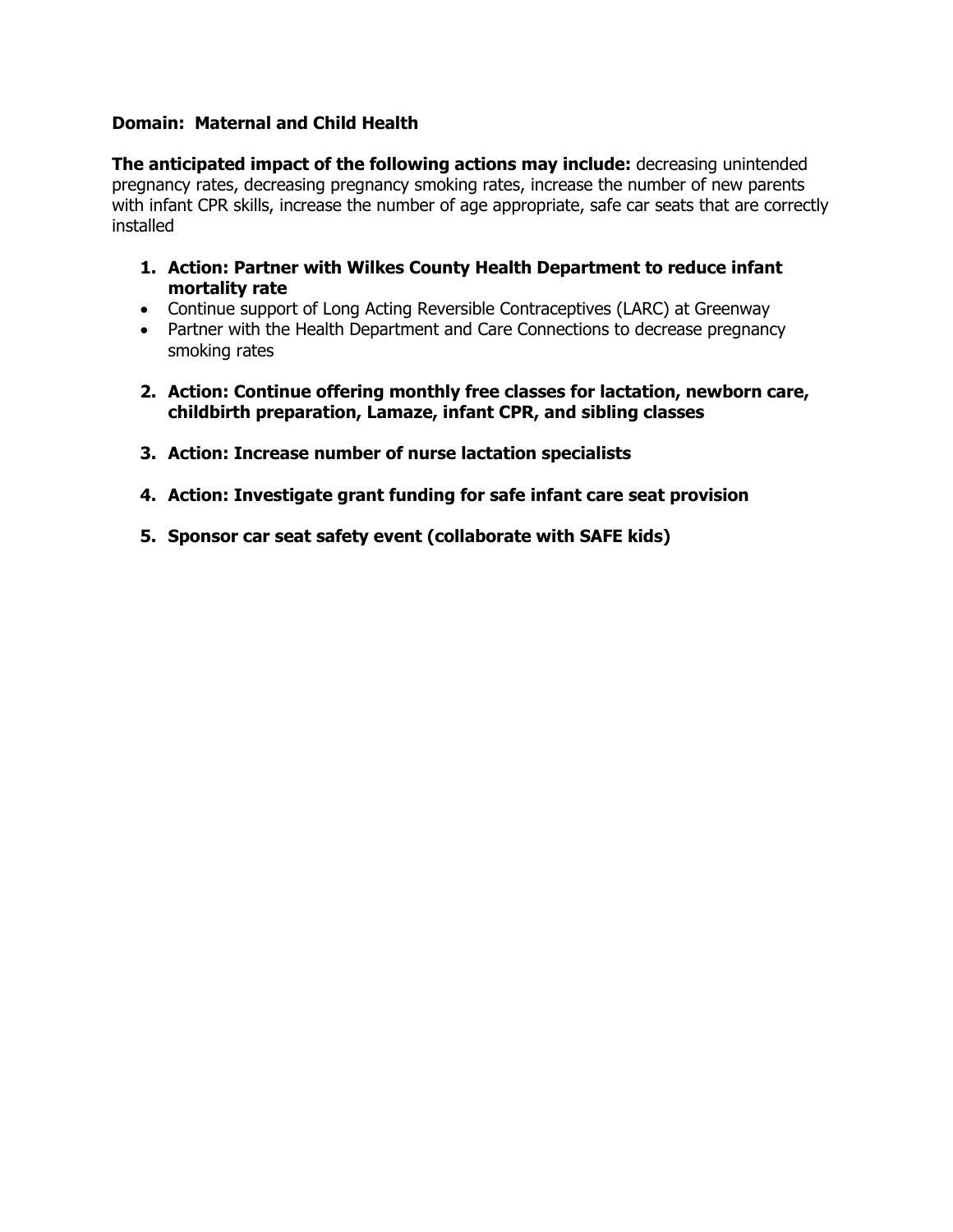**Domain: Maternal and Child Health**

**The anticipated impact of the following actions may include:** decreasing unintended pregnancy rates, decreasing pregnancy smoking rates, increase the number of new parents with infant CPR skills, increase the number of age appropriate, safe car seats that are correctly installed

1. **Action: Partner with Wilkes County Health Department to reduce infant mortality rate**

- Continue support of Long Acting Reversible Contraceptives (LARC) at Greenway
- Partner with the Health Department and Care Connections to decrease pregnancy smoking rates

2. **Action: Continue offering monthly free classes for lactation, newborn care, childbirth preparation, Lamaze, infant CPR, and sibling classes**

3. **Action: Increase number of nurse lactation specialists**

4. **Action: Investigate grant funding for safe infant care seat provision**

5. **Sponsor car seat safety event (collaborate with SAFE kids)**